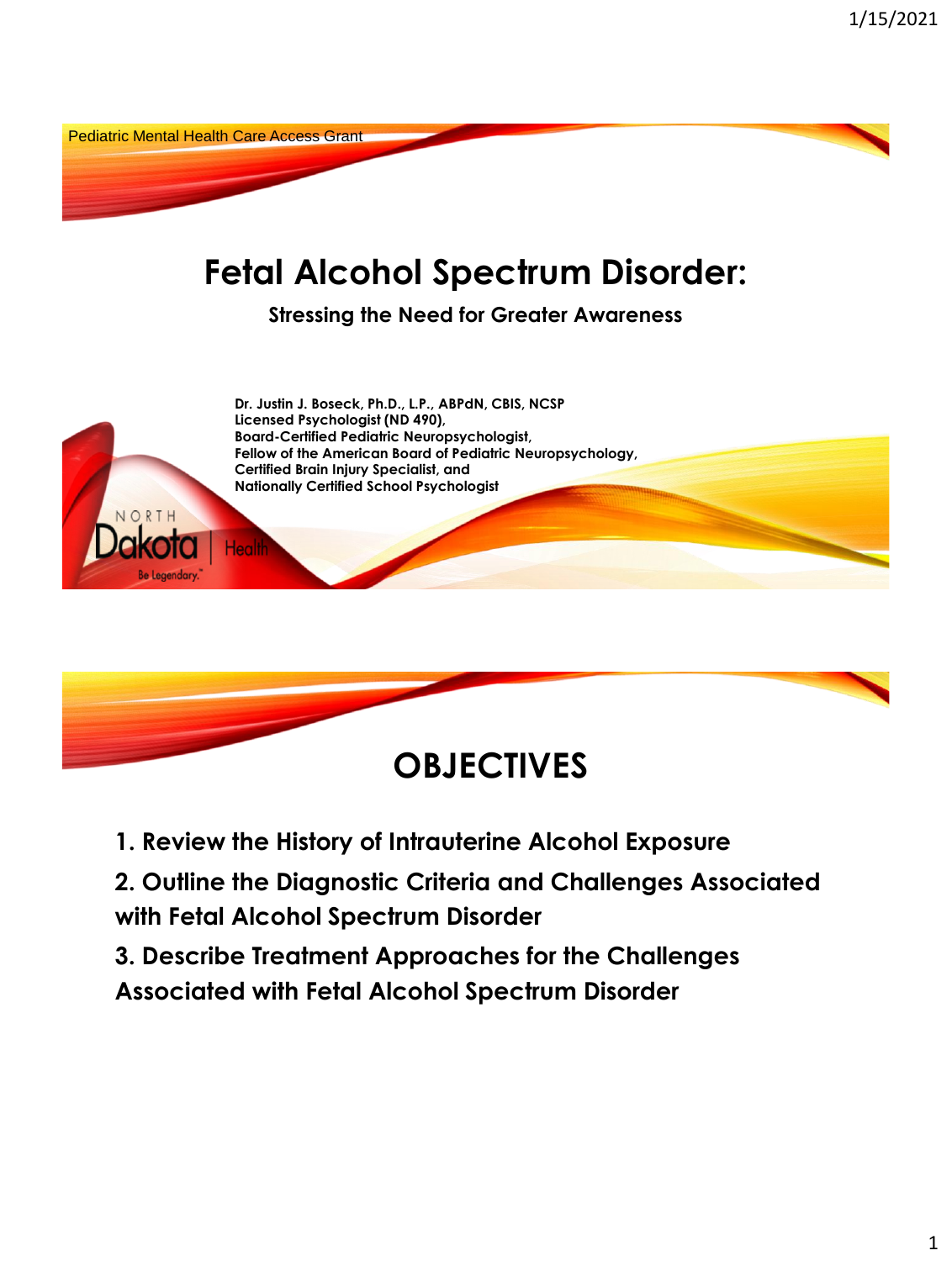Pediatric Mental Health Care Access Grant

# Fetal Alcohol Spectrum Disorder:

**Stressing the Need for Greater Awareness**

**Dr. Justin J. Boseck, Ph.D., L.P., ABPdN, CBIS, NCSP**
**Licensed Psychologist (ND 490),**
**Board-Certified Pediatric Neuropsychologist,**
**Fellow of the American Board of Pediatric Neuropsychology,**
**Certified Brain Injury Specialist, and**
**Nationally Certified School Psychologist**

NORTH Dakota | Health
Be Legendary.

# OBJECTIVES

1. **Review the History of Intrauterine Alcohol Exposure**
2. **Outline the Diagnostic Criteria and Challenges Associated with Fetal Alcohol Spectrum Disorder**
3. **Describe Treatment Approaches for the Challenges Associated with Fetal Alcohol Spectrum Disorder**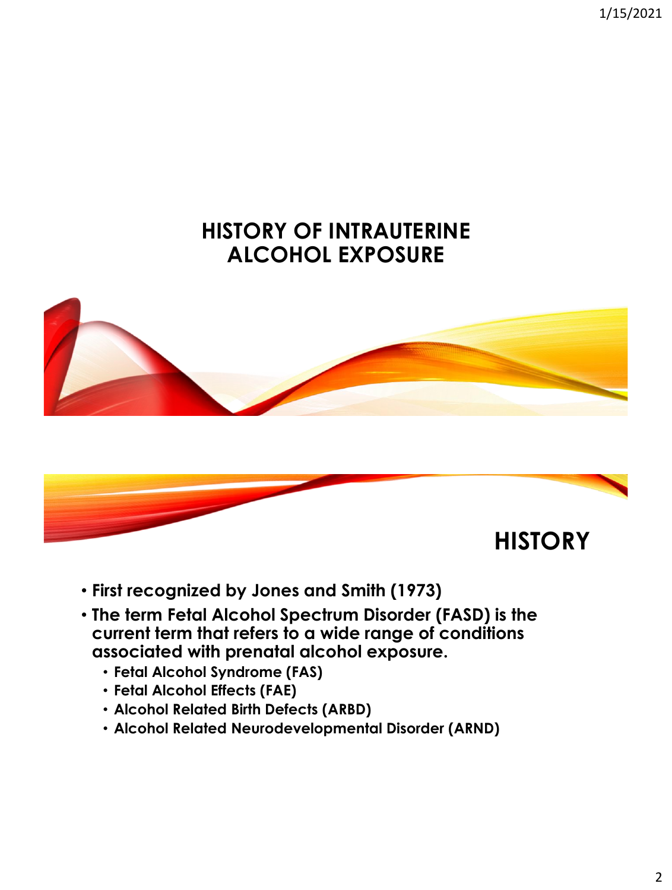# HISTORY OF INTRAUTERINE ALCOHOL EXPOSURE

## HISTORY

- **First recognized by Jones and Smith (1973)**
- **The term Fetal Alcohol Spectrum Disorder (FASD) is the current term that refers to a wide range of conditions associated with prenatal alcohol exposure.**
  - **Fetal Alcohol Syndrome (FAS)**
  - **Fetal Alcohol Effects (FAE)**
  - **Alcohol Related Birth Defects (ARBD)**
  - **Alcohol Related Neurodevelopmental Disorder (ARND)**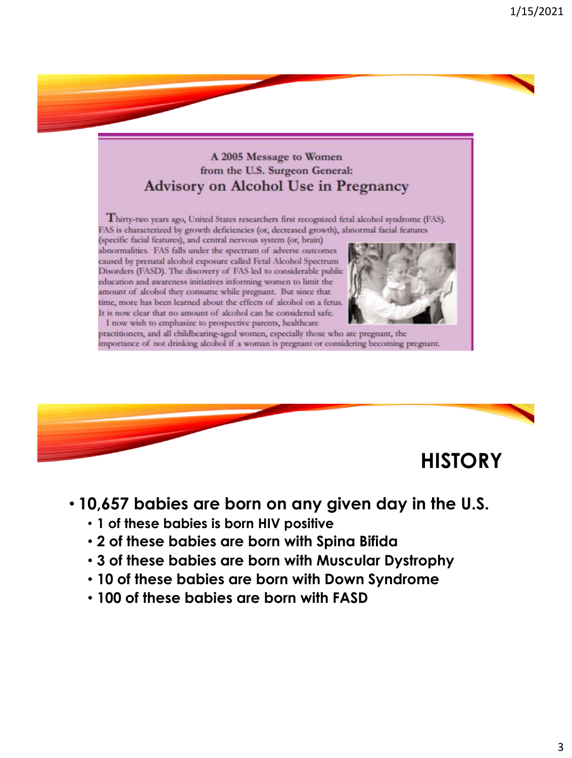### A 2005 Message to Women from the U.S. Surgeon General:
## Advisory on Alcohol Use in Pregnancy

Thirty-two years ago, United States researchers first recognized fetal alcohol syndrome (FAS). FAS is characterized by growth deficiencies (or, decreased growth), abnormal facial features (specific facial features), and central nervous system (or, brain) abnormalities. FAS falls under the spectrum of adverse outcomes caused by prenatal alcohol exposure called Fetal Alcohol Spectrum Disorders (FASD). The discovery of FAS led to considerable public education and awareness initiatives informing women to limit the amount of alcohol they consume while pregnant. But since that time, more has been learned about the effects of alcohol on a fetus. It is now clear that no amount of alcohol can be considered safe.

I now wish to emphasize to prospective parents, healthcare practitioners, and all childbearing-aged women, especially those who are pregnant, the importance of not drinking alcohol if a woman is pregnant or considering becoming pregnant.

# HISTORY

- **10,657 babies are born on any given day in the U.S.**
  - **1 of these babies is born HIV positive**
  - **2 of these babies are born with Spina Bifida**
  - **3 of these babies are born with Muscular Dystrophy**
  - **10 of these babies are born with Down Syndrome**
  - **100 of these babies are born with FASD**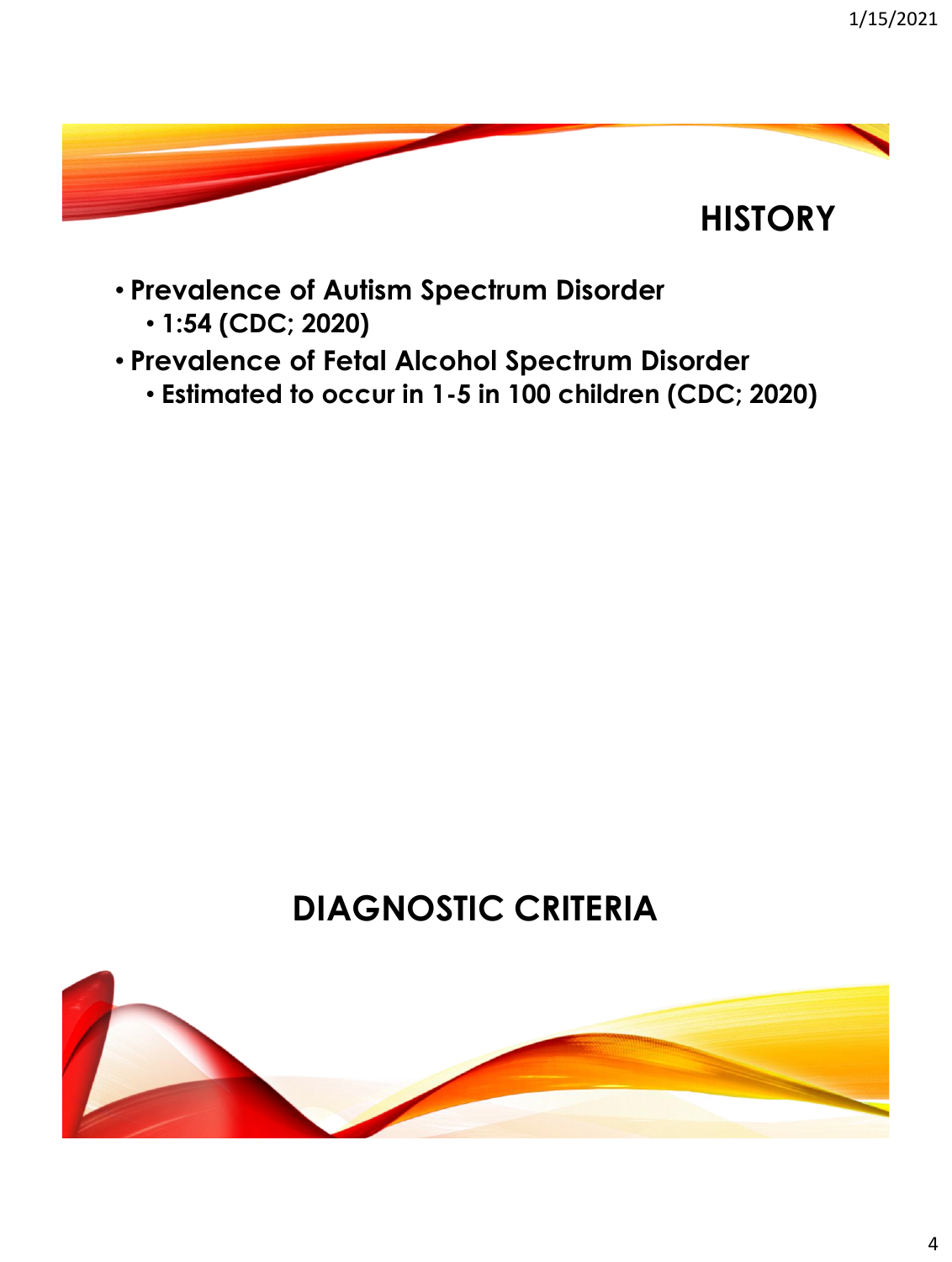## HISTORY

- **Prevalence of Autism Spectrum Disorder**
  - **1:54 (CDC; 2020)**
- **Prevalence of Fetal Alcohol Spectrum Disorder**
  - **Estimated to occur in 1-5 in 100 children (CDC; 2020)**

## DIAGNOSTIC CRITERIA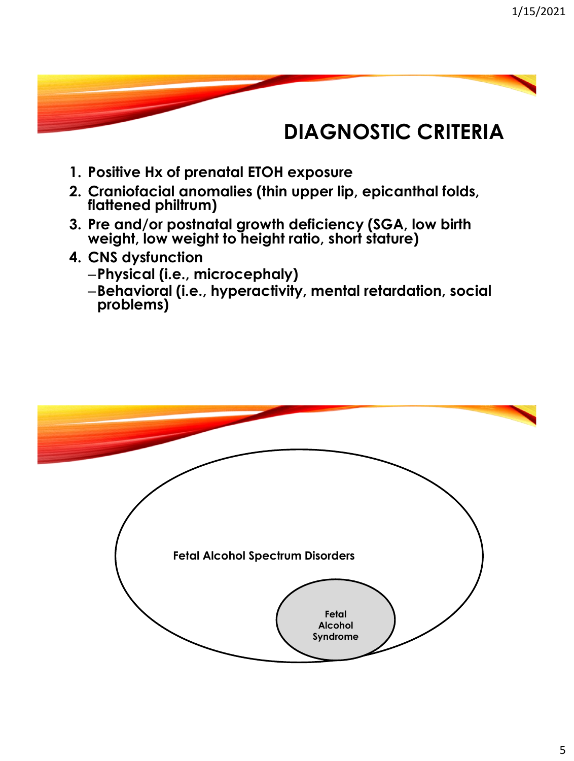# DIAGNOSTIC CRITERIA

1. **Positive Hx of prenatal ETOH exposure**
2. **Craniofacial anomalies (thin upper lip, epicanthal folds, flattened philtrum)**
3. **Pre and/or postnatal growth deficiency (SGA, low birth weight, low weight to height ratio, short stature)**
4. **CNS dysfunction**
   - **Physical (i.e., microcephaly)**
   - **Behavioral (i.e., hyperactivity, mental retardation, social problems)**

**Fetal Alcohol Spectrum Disorders**

**Fetal Alcohol Syndrome**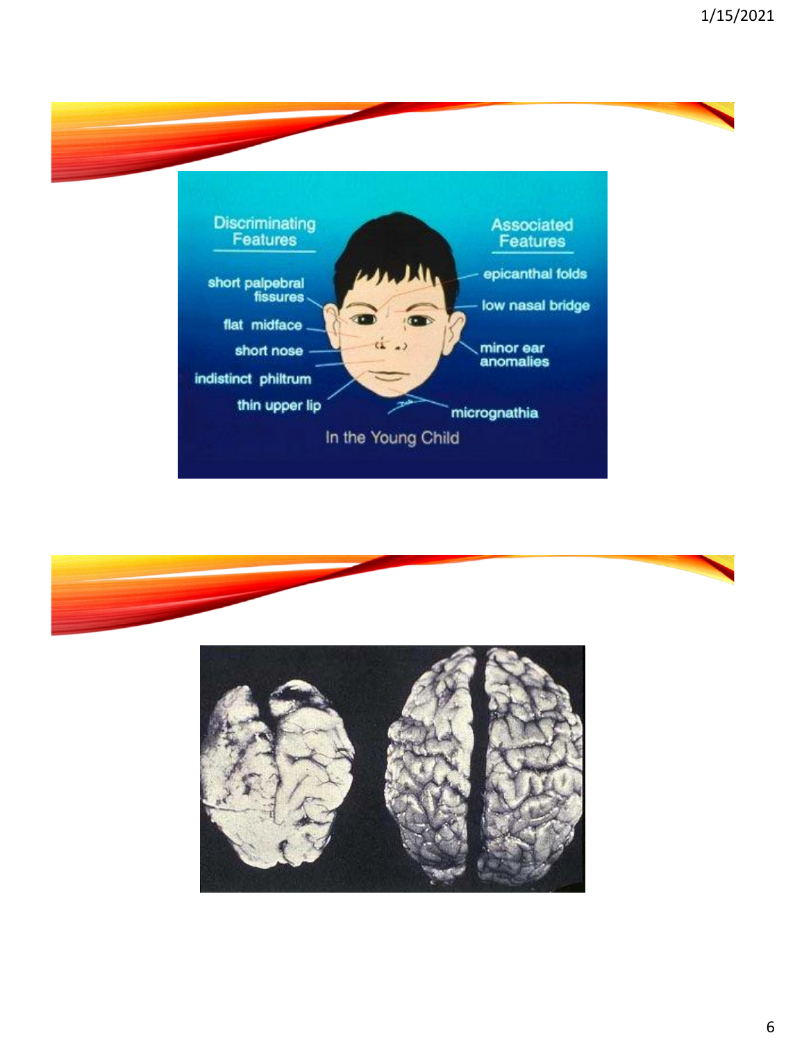Discriminating Features

- short palpebral fissures
- flat midface
- short nose
- indistinct philtrum
- thin upper lip

Associated Features

- epicanthal folds
- low nasal bridge
- minor ear anomalies
- micrognathia

In the Young Child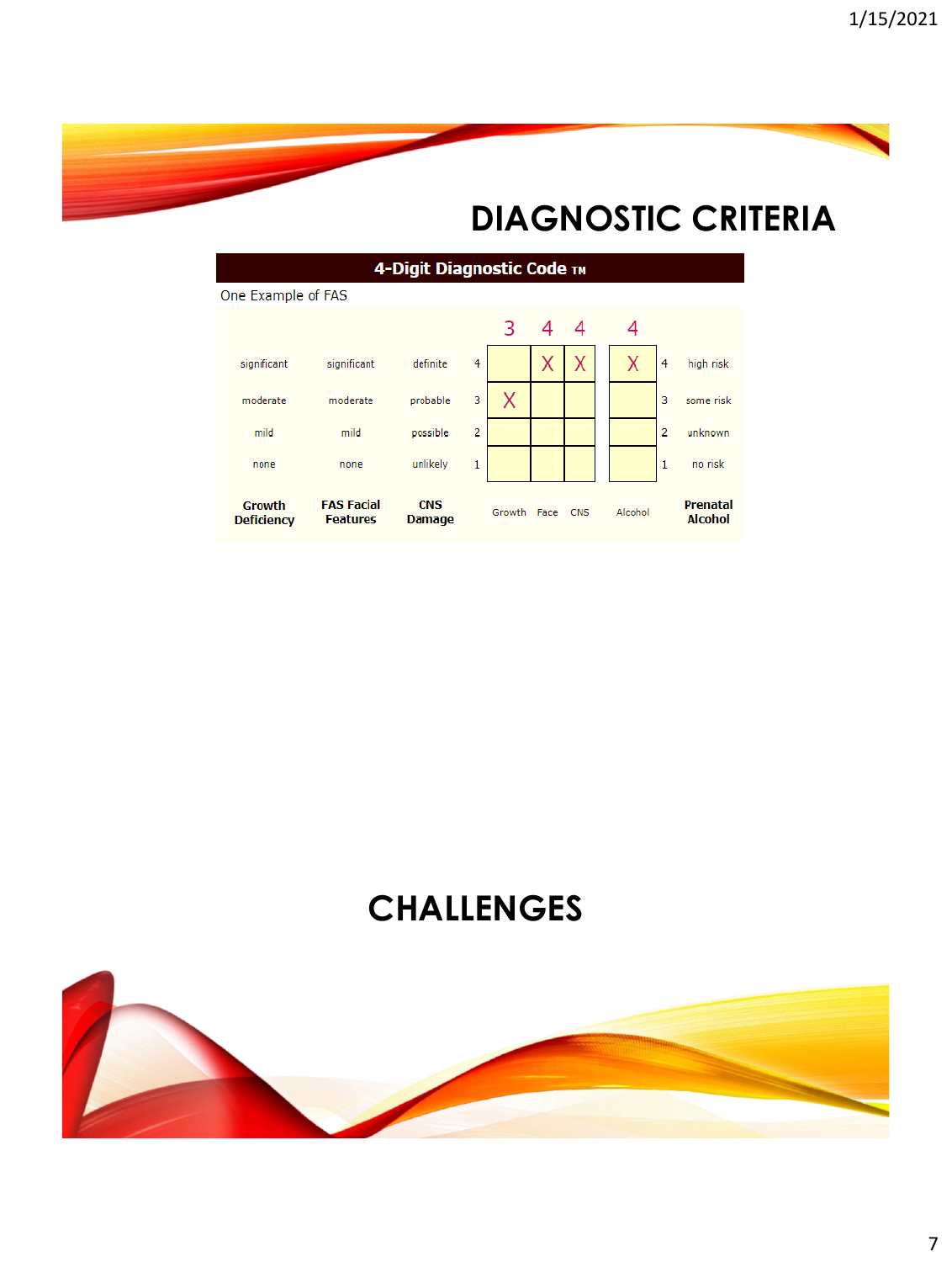# DIAGNOSTIC CRITERIA

**4-Digit Diagnostic Code TM**

One Example of FAS

| | | | | 3 | 4 | 4 | 4 | | |
|---|---|---|---|---|---|---|---|---|---|
| significant | significant | definite | 4 | | X | X | X | 4 | high risk |
| moderate | moderate | probable | 3 | X | | | | 3 | some risk |
| mild | mild | possible | 2 | | | | | 2 | unknown |
| none | none | unlikely | 1 | | | | | 1 | no risk |
| **Growth Deficiency** | **FAS Facial Features** | **CNS Damage** | | Growth | Face | CNS | Alcohol | | **Prenatal Alcohol** |

# CHALLENGES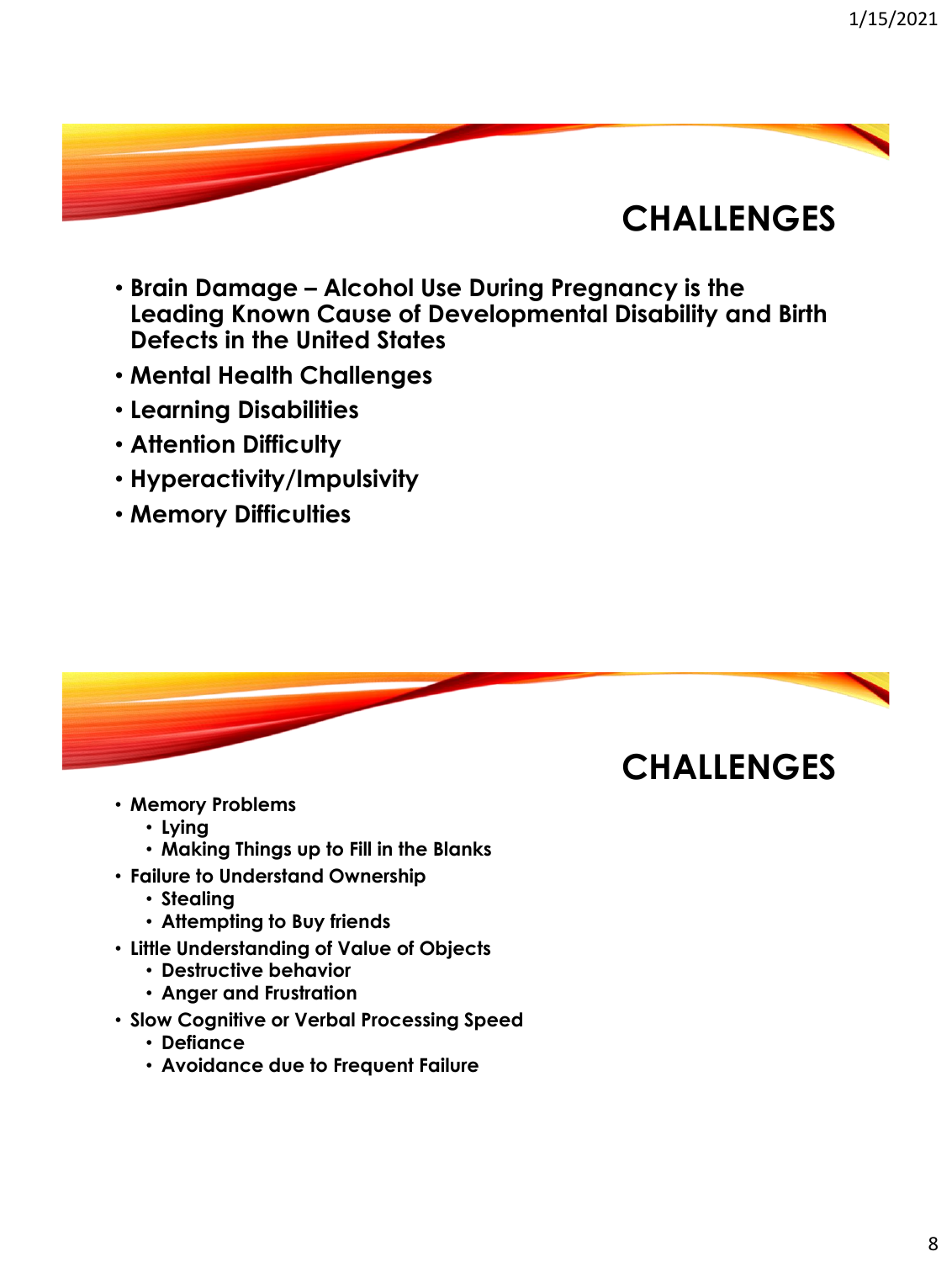## CHALLENGES

- **Brain Damage – Alcohol Use During Pregnancy is the Leading Known Cause of Developmental Disability and Birth Defects in the United States**
- **Mental Health Challenges**
- **Learning Disabilities**
- **Attention Difficulty**
- **Hyperactivity/Impulsivity**
- **Memory Difficulties**

## CHALLENGES

- **Memory Problems**
  - **Lying**
  - **Making Things up to Fill in the Blanks**
- **Failure to Understand Ownership**
  - **Stealing**
  - **Attempting to Buy friends**
- **Little Understanding of Value of Objects**
  - **Destructive behavior**
  - **Anger and Frustration**
- **Slow Cognitive or Verbal Processing Speed**
  - **Defiance**
  - **Avoidance due to Frequent Failure**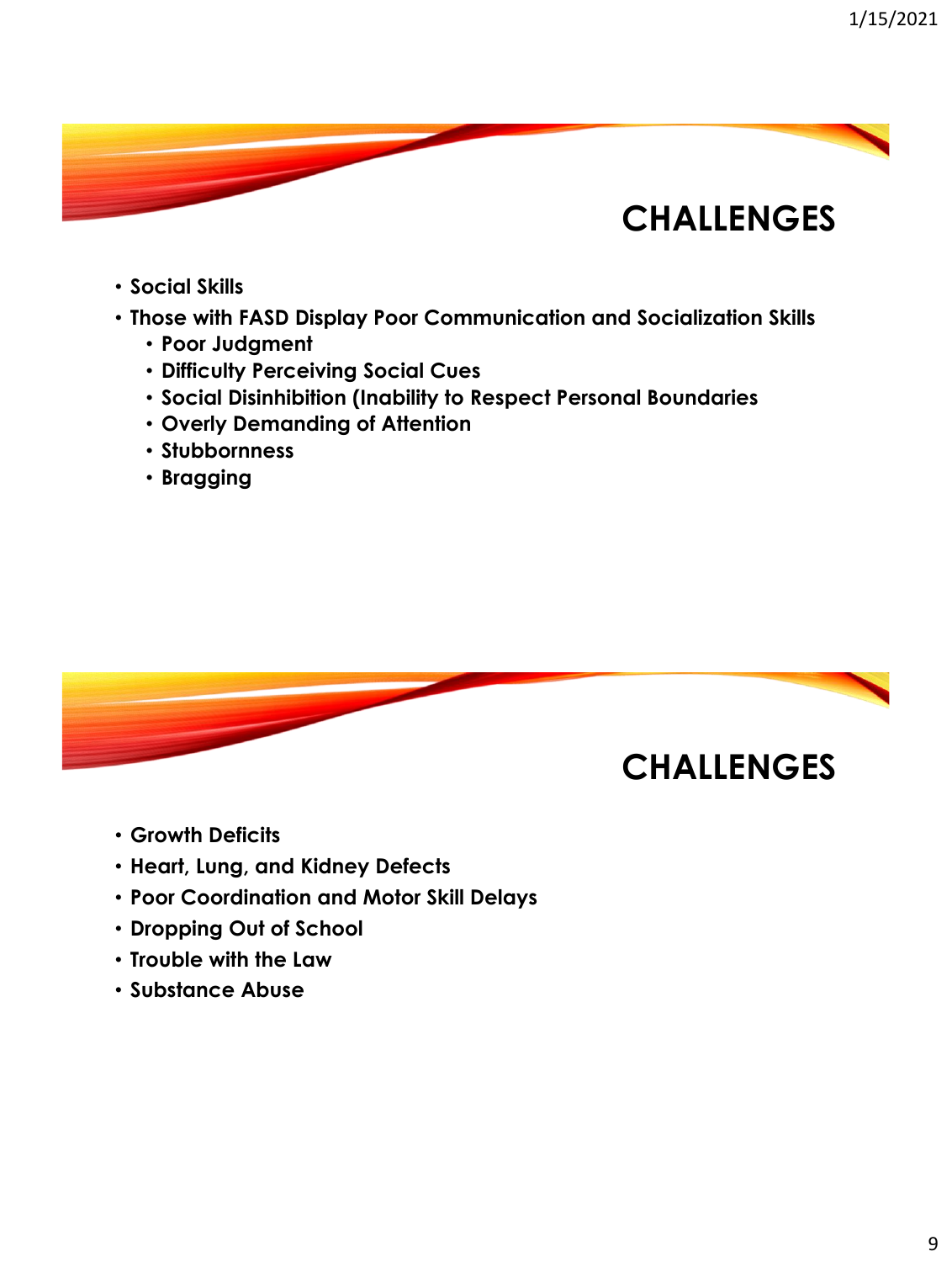## CHALLENGES

- **Social Skills**
- **Those with FASD Display Poor Communication and Socialization Skills**
  - **Poor Judgment**
  - **Difficulty Perceiving Social Cues**
  - **Social Disinhibition (Inability to Respect Personal Boundaries**
  - **Overly Demanding of Attention**
  - **Stubbornness**
  - **Bragging**

## CHALLENGES

- **Growth Deficits**
- **Heart, Lung, and Kidney Defects**
- **Poor Coordination and Motor Skill Delays**
- **Dropping Out of School**
- **Trouble with the Law**
- **Substance Abuse**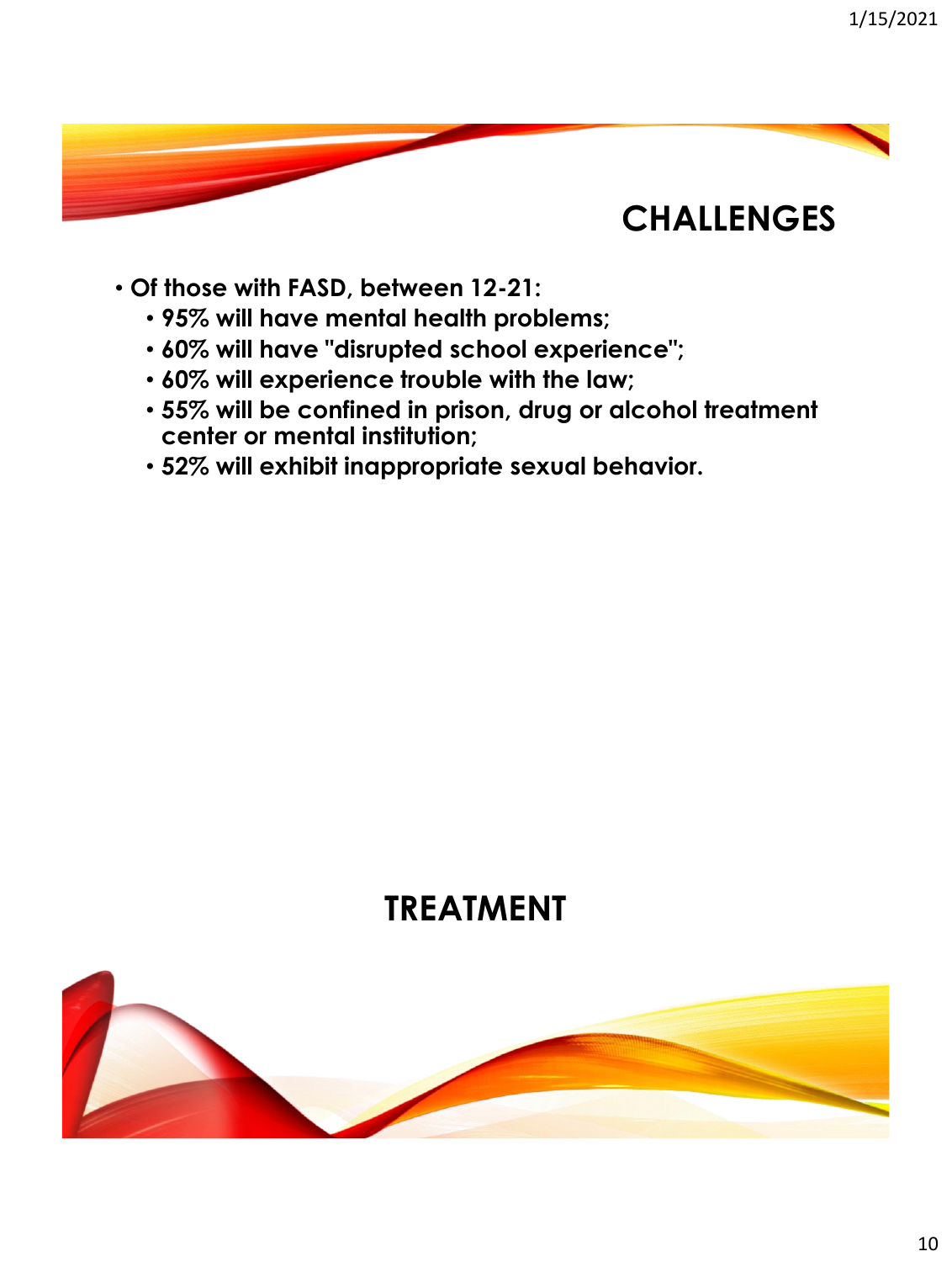## CHALLENGES

- Of those with FASD, between 12-21:
  - 95% will have mental health problems;
  - 60% will have "disrupted school experience";
  - 60% will experience trouble with the law;
  - 55% will be confined in prison, drug or alcohol treatment center or mental institution;
  - 52% will exhibit inappropriate sexual behavior.

## TREATMENT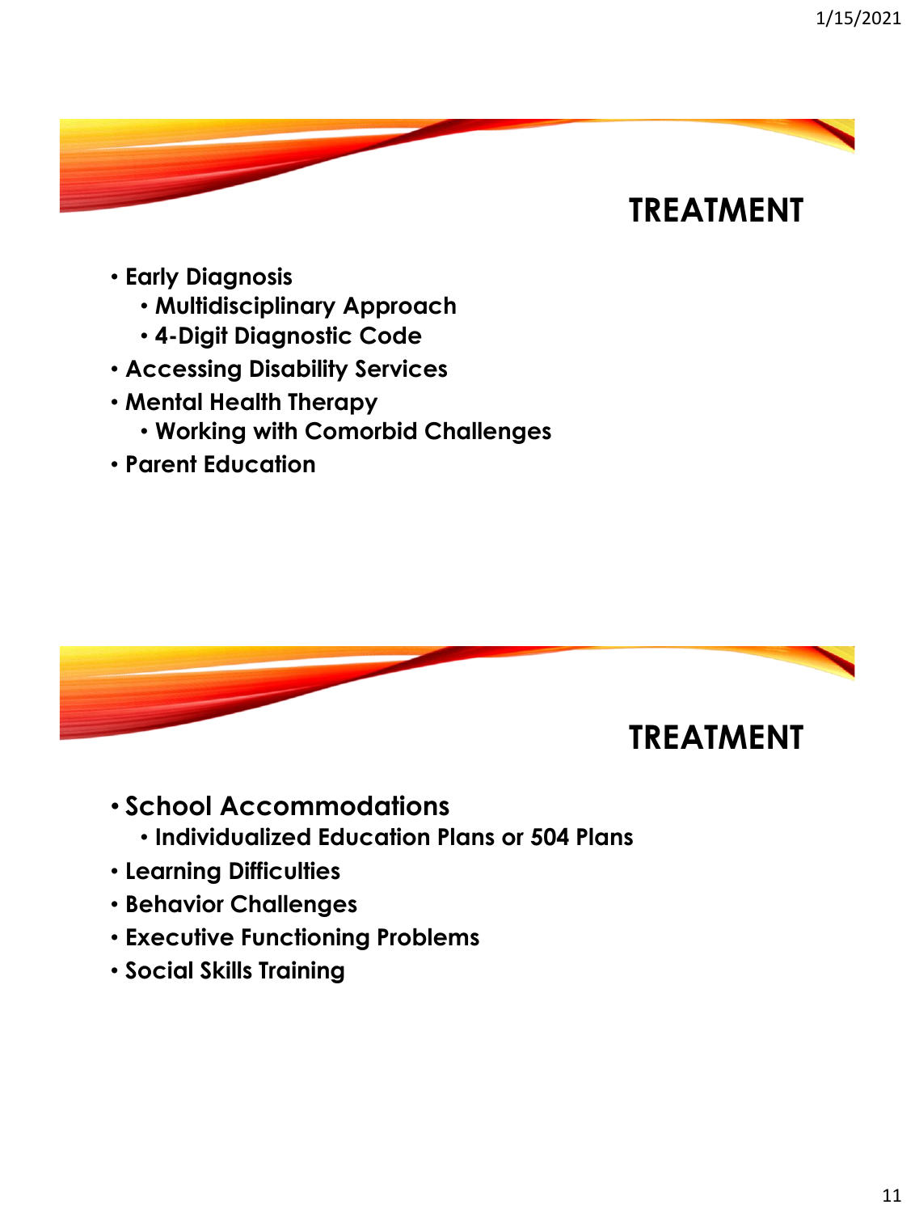# TREATMENT

- Early Diagnosis
  - Multidisciplinary Approach
  - 4-Digit Diagnostic Code
- Accessing Disability Services
- Mental Health Therapy
  - Working with Comorbid Challenges
- Parent Education

# TREATMENT

- School Accommodations
  - Individualized Education Plans or 504 Plans
- Learning Difficulties
- Behavior Challenges
- Executive Functioning Problems
- Social Skills Training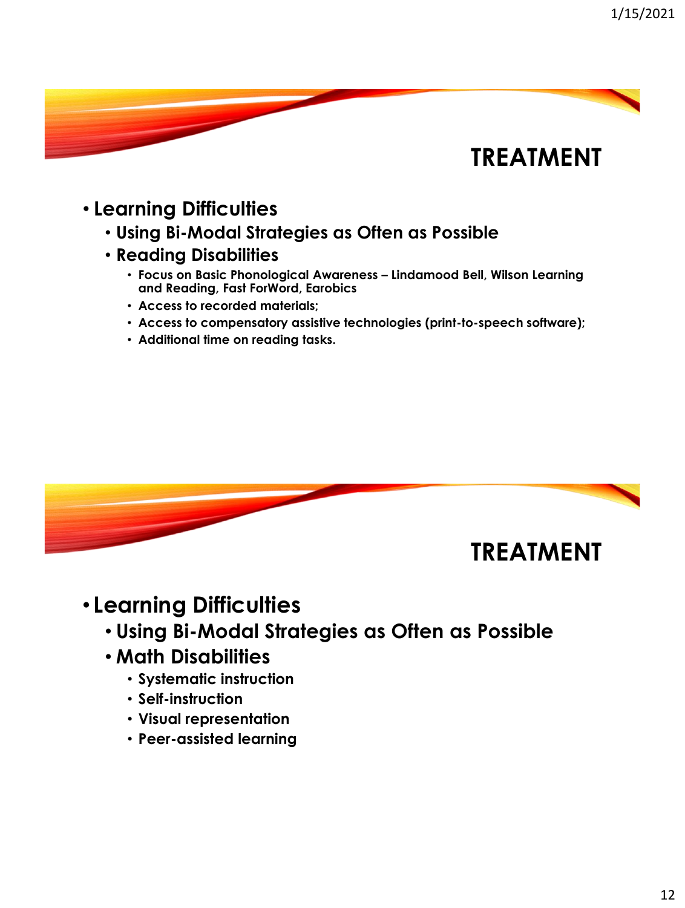## TREATMENT

- Learning Difficulties
  - Using Bi-Modal Strategies as Often as Possible
  - Reading Disabilities
    - Focus on Basic Phonological Awareness – Lindamood Bell, Wilson Learning and Reading, Fast ForWord, Earobics
    - Access to recorded materials;
    - Access to compensatory assistive technologies (print-to-speech software);
    - Additional time on reading tasks.

## TREATMENT

- Learning Difficulties
  - Using Bi-Modal Strategies as Often as Possible
  - Math Disabilities
    - Systematic instruction
    - Self-instruction
    - Visual representation
    - Peer-assisted learning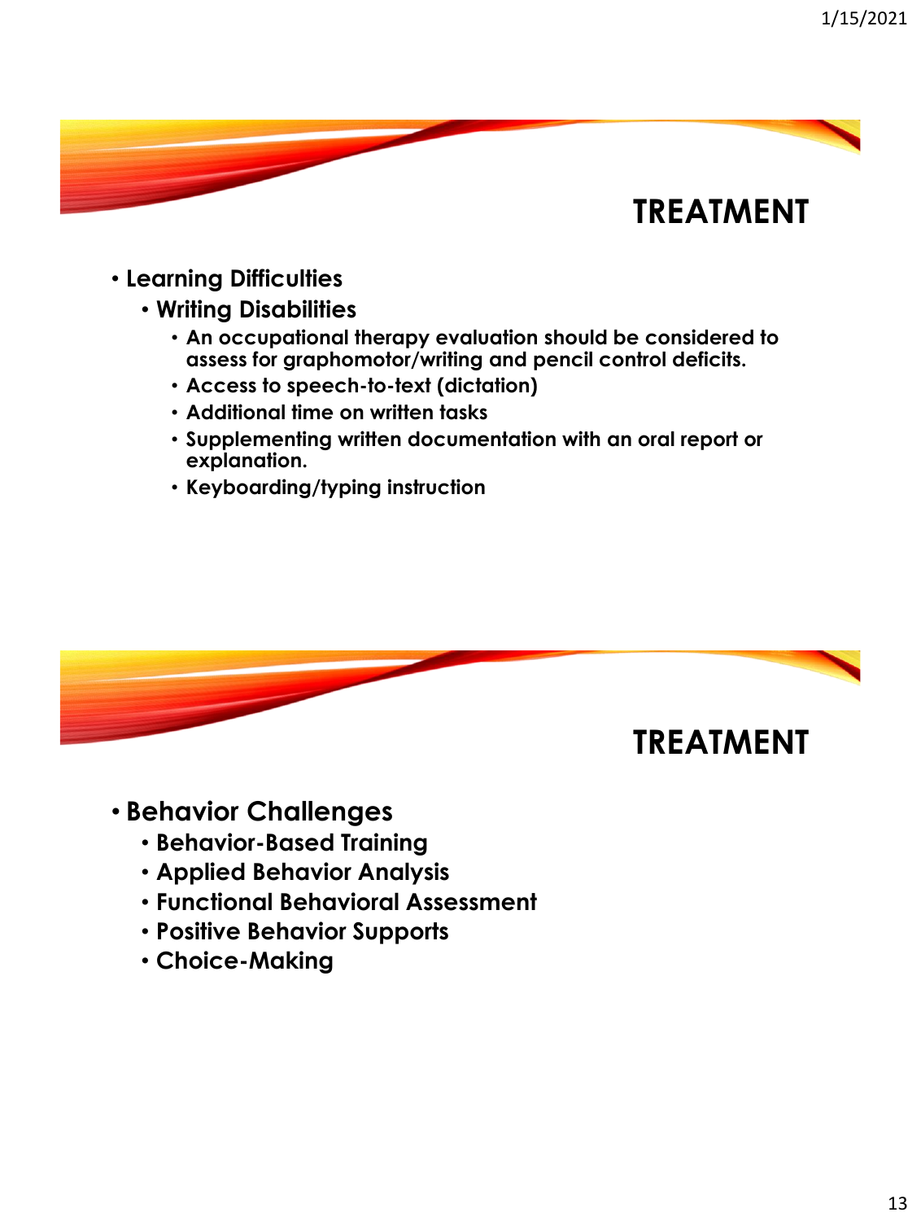## TREATMENT

- **Learning Difficulties**
  - **Writing Disabilities**
    - **An occupational therapy evaluation should be considered to assess for graphomotor/writing and pencil control deficits.**
    - **Access to speech-to-text (dictation)**
    - **Additional time on written tasks**
    - **Supplementing written documentation with an oral report or explanation.**
    - **Keyboarding/typing instruction**

## TREATMENT

- **Behavior Challenges**
  - **Behavior-Based Training**
  - **Applied Behavior Analysis**
  - **Functional Behavioral Assessment**
  - **Positive Behavior Supports**
  - **Choice-Making**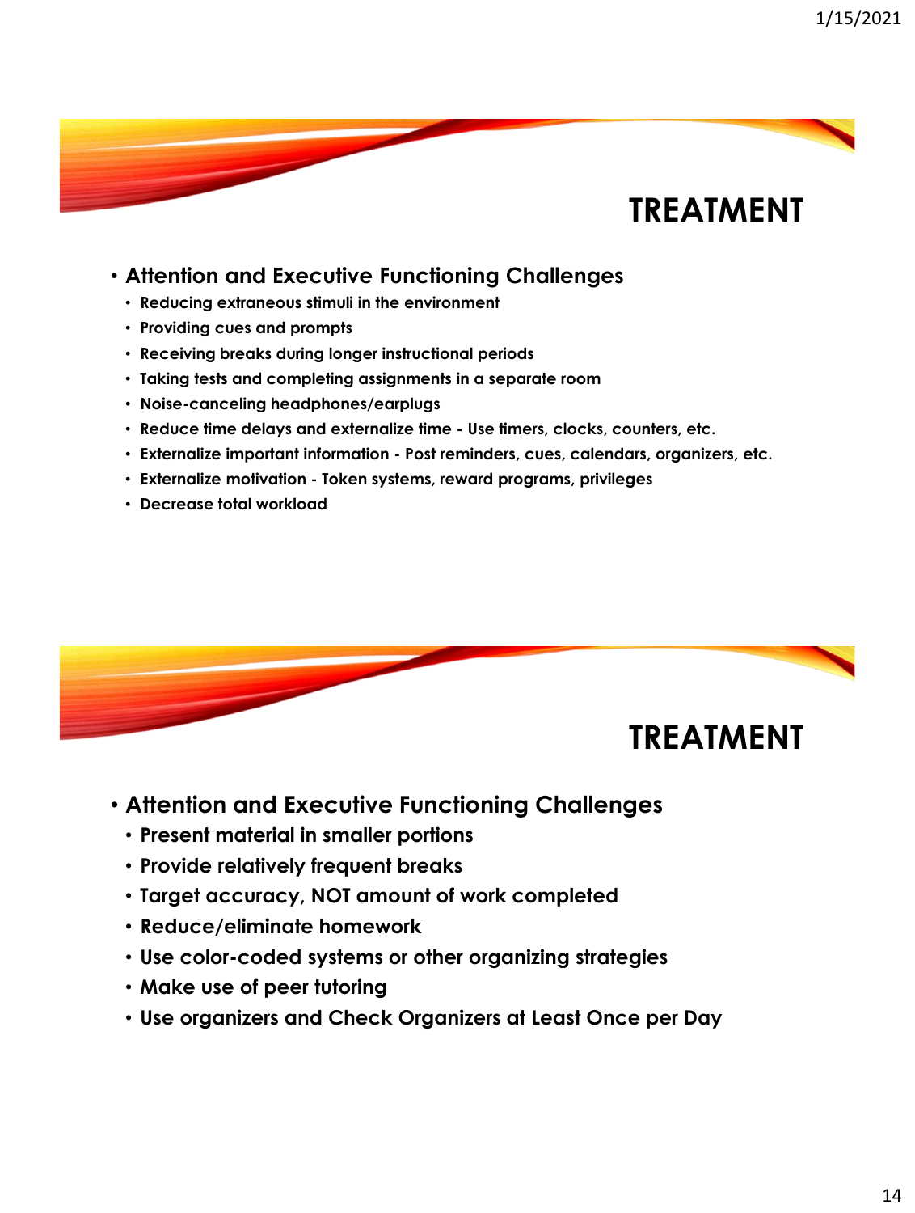# TREATMENT

- **Attention and Executive Functioning Challenges**
  - **Reducing extraneous stimuli in the environment**
  - **Providing cues and prompts**
  - **Receiving breaks during longer instructional periods**
  - **Taking tests and completing assignments in a separate room**
  - **Noise-canceling headphones/earplugs**
  - **Reduce time delays and externalize time - Use timers, clocks, counters, etc.**
  - **Externalize important information - Post reminders, cues, calendars, organizers, etc.**
  - **Externalize motivation - Token systems, reward programs, privileges**
  - **Decrease total workload**

# TREATMENT

- **Attention and Executive Functioning Challenges**
  - **Present material in smaller portions**
  - **Provide relatively frequent breaks**
  - **Target accuracy, NOT amount of work completed**
  - **Reduce/eliminate homework**
  - **Use color-coded systems or other organizing strategies**
  - **Make use of peer tutoring**
  - **Use organizers and Check Organizers at Least Once per Day**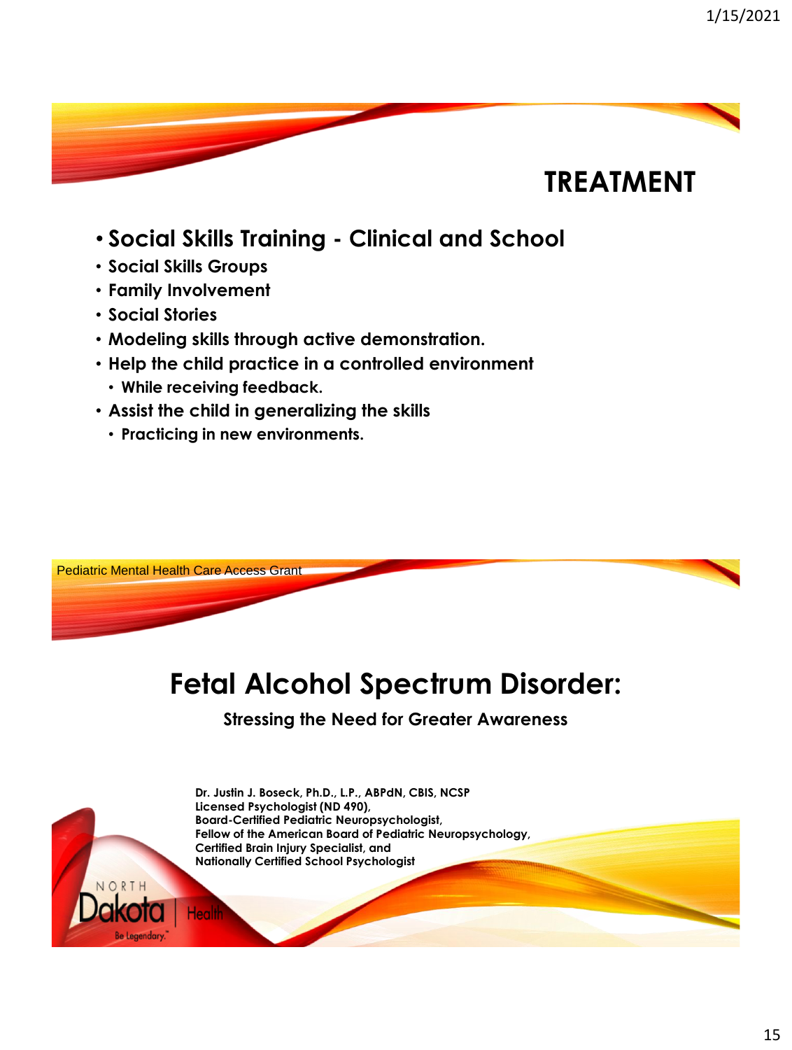# TREATMENT

- **Social Skills Training - Clinical and School**
- **Social Skills Groups**
- **Family Involvement**
- **Social Stories**
- **Modeling skills through active demonstration.**
- **Help the child practice in a controlled environment**
  - **While receiving feedback.**
- **Assist the child in generalizing the skills**
  - **Practicing in new environments.**

Pediatric Mental Health Care Access Grant

# Fetal Alcohol Spectrum Disorder:

**Stressing the Need for Greater Awareness**

**Dr. Justin J. Boseck, Ph.D., L.P., ABPdN, CBIS, NCSP**
**Licensed Psychologist (ND 490),**
**Board-Certified Pediatric Neuropsychologist,**
**Fellow of the American Board of Pediatric Neuropsychology,**
**Certified Brain Injury Specialist, and**
**Nationally Certified School Psychologist**

NORTH Dakota | Health
Be Legendary.™